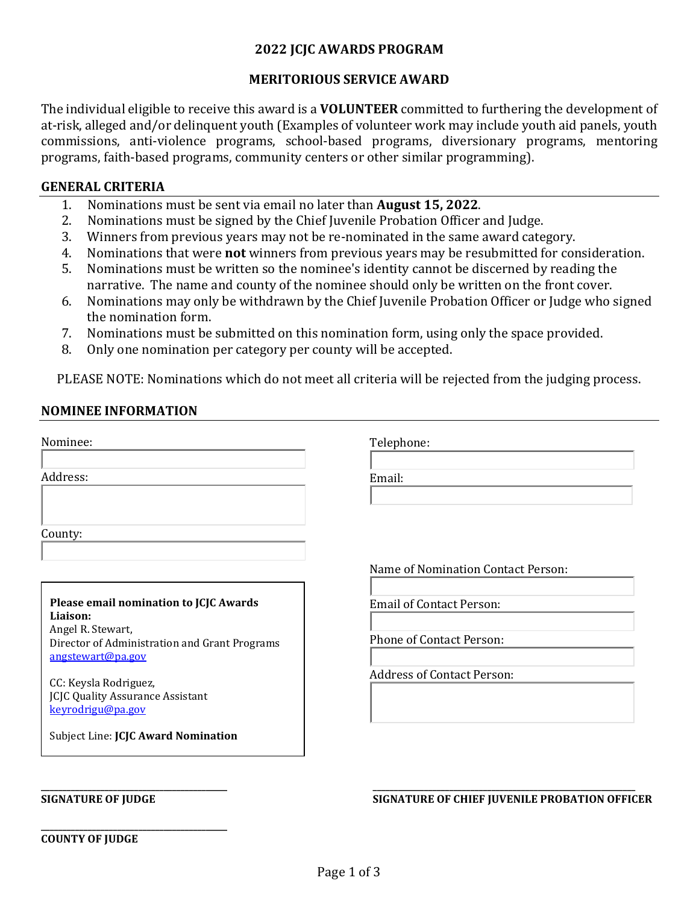# 2022 JCJC AWARDS PROGRAM

## MERITORIOUS SERVICE AWARD

The individual eligible to receive this award is a **VOLUNTEER** committed to furthering the development of at-risk, alleged and/or delinquent youth (Examples of volunteer work may include youth aid panels, youth commissions, anti-violence programs, school-based programs, diversionary programs, mentoring programs, faith-based programs, community centers or other similar programming).

### GENERAL CRITERIA

1. Nominations must be sent via email no later than **August 15, 2022**.
2. Nominations must be signed by the Chief Juvenile Probation Officer and Judge.
3. Winners from previous years may not be re-nominated in the same award category.
4. Nominations that were **not** winners from previous years may be resubmitted for consideration.
5. Nominations must be written so the nominee's identity cannot be discerned by reading the narrative. The name and county of the nominee should only be written on the front cover.
6. Nominations may only be withdrawn by the Chief Juvenile Probation Officer or Judge who signed the nomination form.
7. Nominations must be submitted on this nomination form, using only the space provided.
8. Only one nomination per category per county will be accepted.

PLEASE NOTE: Nominations which do not meet all criteria will be rejected from the judging process.

### NOMINEE INFORMATION

Nominee:

Address:

County:

Telephone:

Email:

Name of Nomination Contact Person:

Email of Contact Person:

Phone of Contact Person:

Address of Contact Person:

**Please email nomination to JCJC Awards Liaison:**
Angel R. Stewart,
Director of Administration and Grant Programs
angstewart@pa.gov

CC: Keysla Rodriguez,
JCJC Quality Assurance Assistant
keyrodrigu@pa.gov

Subject Line: **JCJC Award Nomination**

\_\_\_\_\_\_\_\_\_\_\_\_\_\_\_\_\_\_\_\_\_\_\_\_\_\_\_\_\_\_\_\_\_\_\_\_\_\_
**SIGNATURE OF JUDGE**

\_\_\_\_\_\_\_\_\_\_\_\_\_\_\_\_\_\_\_\_\_\_\_\_\_\_\_\_\_\_\_\_\_\_\_\_\_\_
**SIGNATURE OF CHIEF JUVENILE PROBATION OFFICER**

\_\_\_\_\_\_\_\_\_\_\_\_\_\_\_\_\_\_\_\_\_\_\_\_\_\_\_\_\_\_\_\_\_\_\_\_\_\_
**COUNTY OF JUDGE**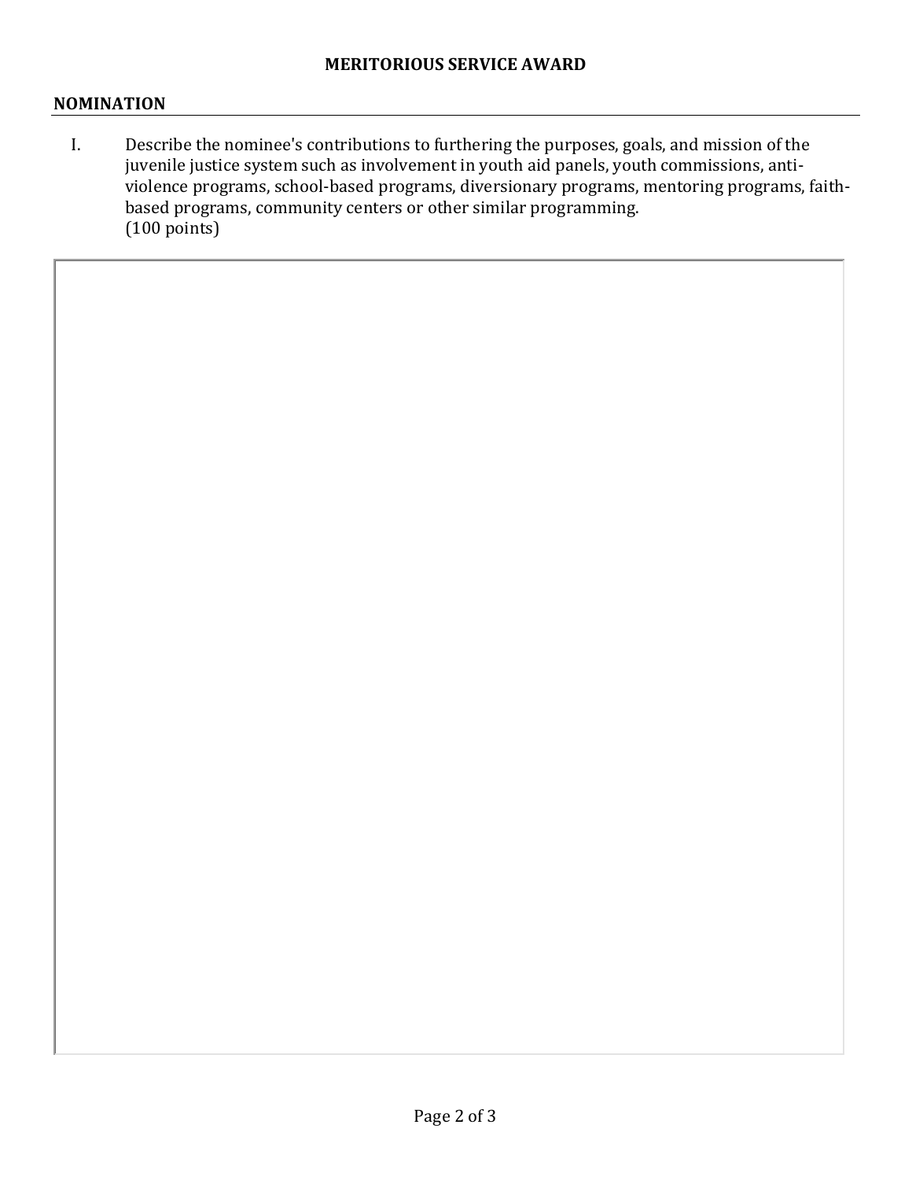**MERITORIOUS SERVICE AWARD**

## NOMINATION

I. Describe the nominee's contributions to furthering the purposes, goals, and mission of the juvenile justice system such as involvement in youth aid panels, youth commissions, anti-violence programs, school-based programs, diversionary programs, mentoring programs, faith-based programs, community centers or other similar programming.
(100 points)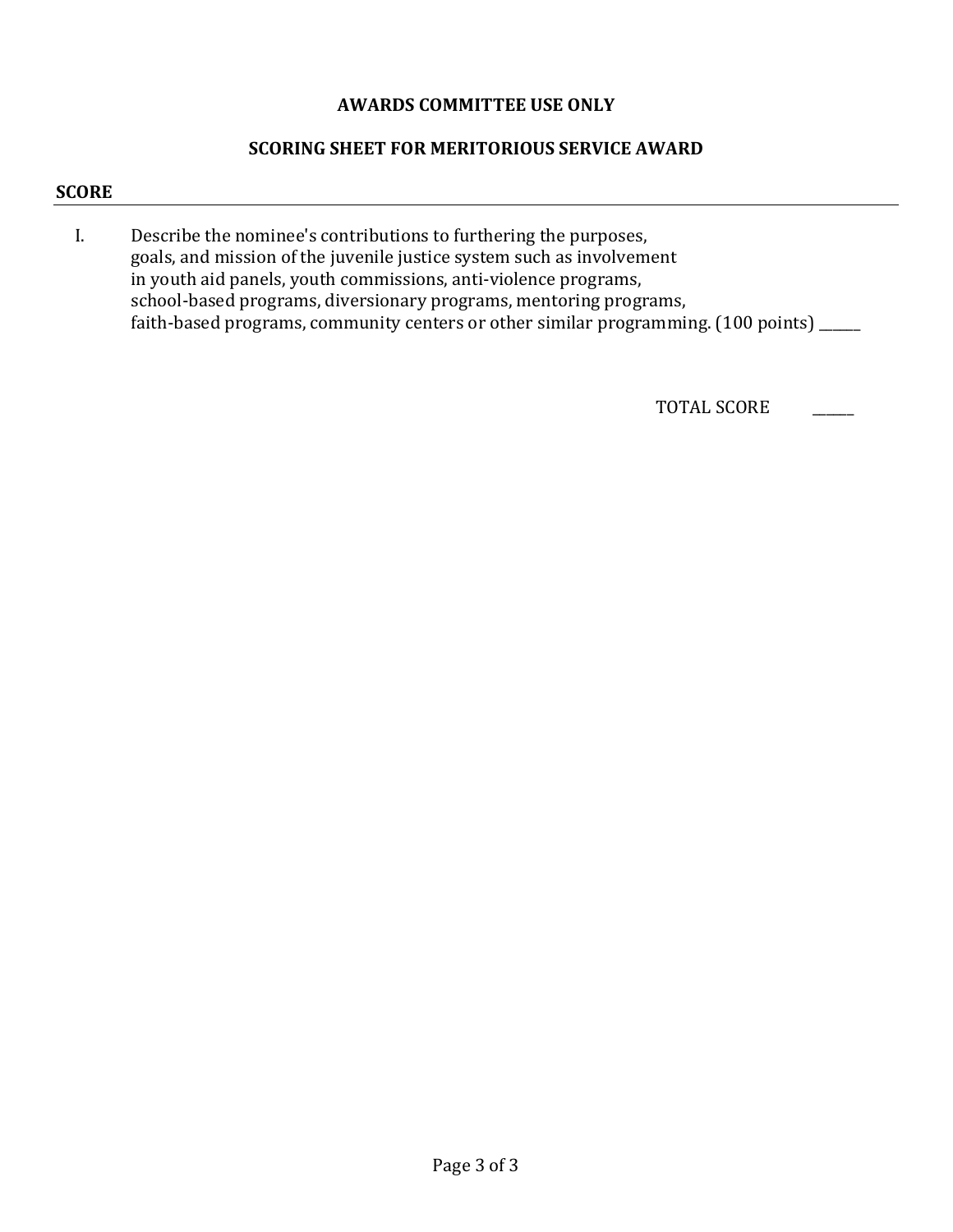**AWARDS COMMITTEE USE ONLY**

**SCORING SHEET FOR MERITORIOUS SERVICE AWARD**

**SCORE**

I. Describe the nominee's contributions to furthering the purposes, goals, and mission of the juvenile justice system such as involvement in youth aid panels, youth commissions, anti-violence programs, school-based programs, diversionary programs, mentoring programs, faith-based programs, community centers or other similar programming. (100 points) ______

TOTAL SCORE ______